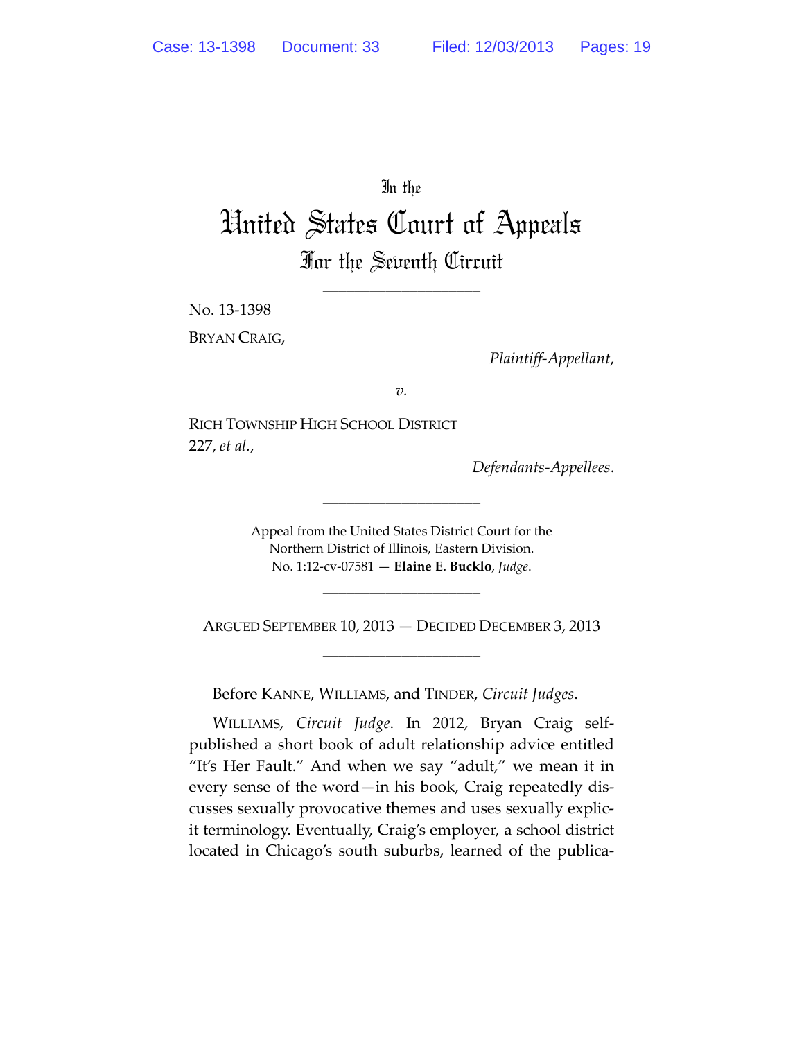In the

# United States Court of Appeals

## For the Seventh Circuit

---

No. 13-1398

BRYAN CRAIG,

*Plaintiff-Appellant*,

*v.*

RICH TOWNSHIP HIGH SCHOOL DISTRICT 227, *et al.*,

*Defendants-Appellees*.

---

Appeal from the United States District Court for the Northern District of Illinois, Eastern Division.
No. 1:12-cv-07581 — **Elaine E. Bucklo**, *Judge*.

---

ARGUED SEPTEMBER 10, 2013 — DECIDED DECEMBER 3, 2013

---

Before KANNE, WILLIAMS, and TINDER, *Circuit Judges*.

WILLIAMS, *Circuit Judge*. In 2012, Bryan Craig self-published a short book of adult relationship advice entitled "It's Her Fault." And when we say "adult," we mean it in every sense of the word—in his book, Craig repeatedly discusses sexually provocative themes and uses sexually explicit terminology. Eventually, Craig's employer, a school district located in Chicago's south suburbs, learned of the publica-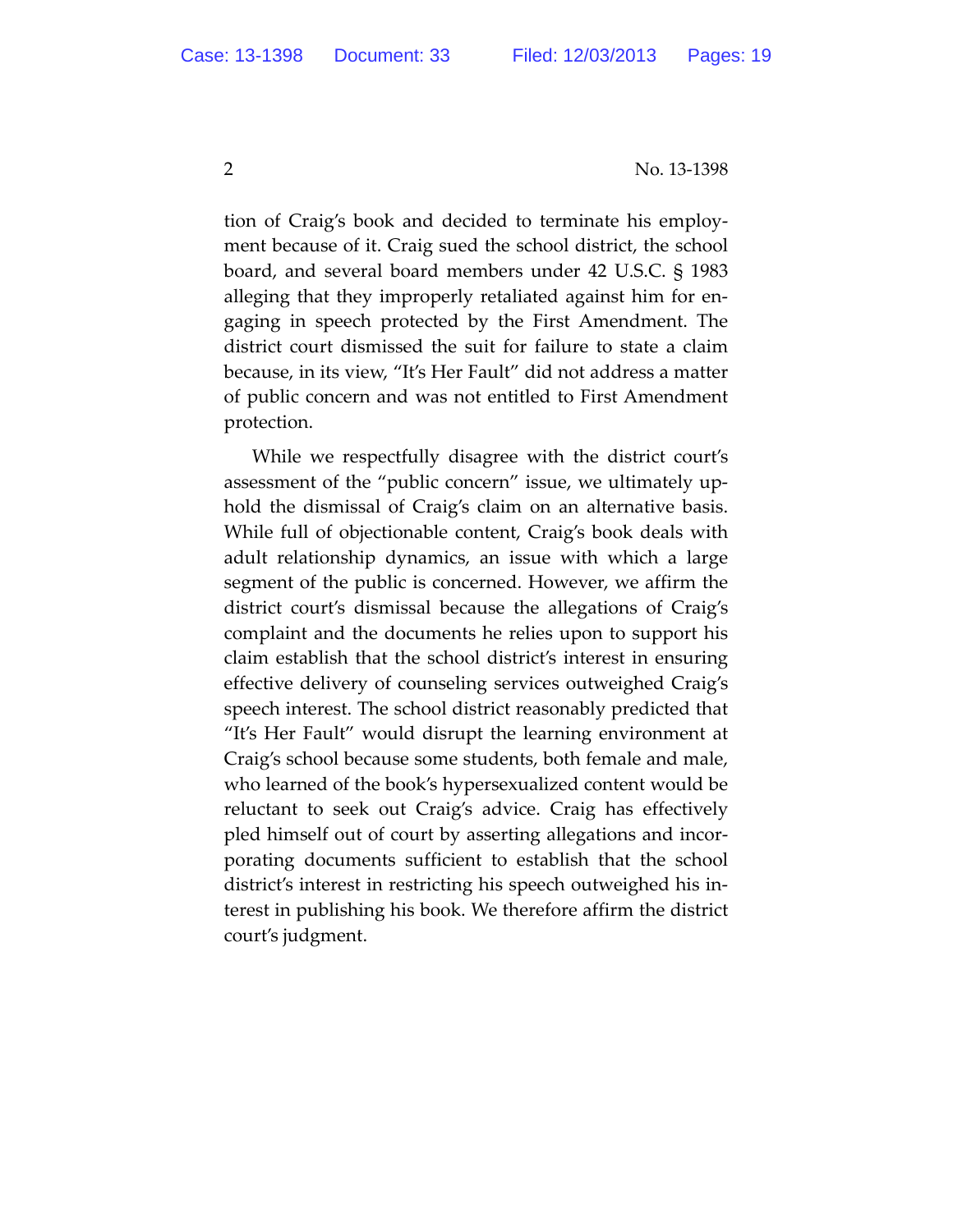tion of Craig's book and decided to terminate his employment because of it. Craig sued the school district, the school board, and several board members under 42 U.S.C. § 1983 alleging that they improperly retaliated against him for engaging in speech protected by the First Amendment. The district court dismissed the suit for failure to state a claim because, in its view, "It's Her Fault" did not address a matter of public concern and was not entitled to First Amendment protection.

While we respectfully disagree with the district court's assessment of the "public concern" issue, we ultimately uphold the dismissal of Craig's claim on an alternative basis. While full of objectionable content, Craig's book deals with adult relationship dynamics, an issue with which a large segment of the public is concerned. However, we affirm the district court's dismissal because the allegations of Craig's complaint and the documents he relies upon to support his claim establish that the school district's interest in ensuring effective delivery of counseling services outweighed Craig's speech interest. The school district reasonably predicted that "It's Her Fault" would disrupt the learning environment at Craig's school because some students, both female and male, who learned of the book's hypersexualized content would be reluctant to seek out Craig's advice. Craig has effectively pled himself out of court by asserting allegations and incorporating documents sufficient to establish that the school district's interest in restricting his speech outweighed his interest in publishing his book. We therefore affirm the district court's judgment.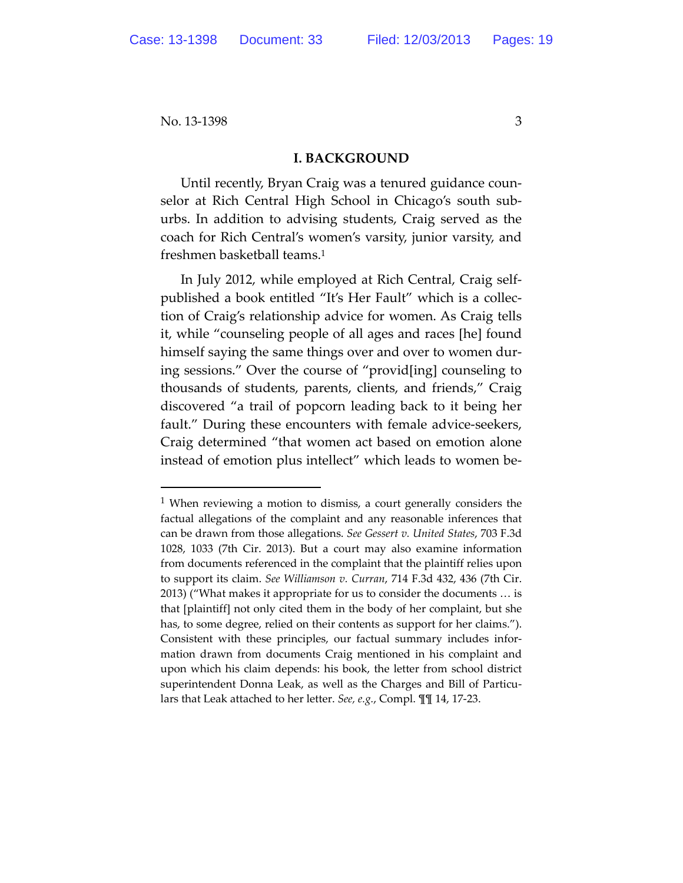## I. BACKGROUND

Until recently, Bryan Craig was a tenured guidance counselor at Rich Central High School in Chicago's south suburbs. In addition to advising students, Craig served as the coach for Rich Central's women's varsity, junior varsity, and freshmen basketball teams.[1]

In July 2012, while employed at Rich Central, Craig self-published a book entitled "It's Her Fault" which is a collection of Craig's relationship advice for women. As Craig tells it, while "counseling people of all ages and races [he] found himself saying the same things over and over to women during sessions." Over the course of "provid[ing] counseling to thousands of students, parents, clients, and friends," Craig discovered "a trail of popcorn leading back to it being her fault." During these encounters with female advice-seekers, Craig determined "that women act based on emotion alone instead of emotion plus intellect" which leads to women be-

---

[1] When reviewing a motion to dismiss, a court generally considers the factual allegations of the complaint and any reasonable inferences that can be drawn from those allegations. *See Gessert v. United States*, 703 F.3d 1028, 1033 (7th Cir. 2013). But a court may also examine information from documents referenced in the complaint that the plaintiff relies upon to support its claim. *See Williamson v. Curran*, 714 F.3d 432, 436 (7th Cir. 2013) ("What makes it appropriate for us to consider the documents … is that [plaintiff] not only cited them in the body of her complaint, but she has, to some degree, relied on their contents as support for her claims."). Consistent with these principles, our factual summary includes information drawn from documents Craig mentioned in his complaint and upon which his claim depends: his book, the letter from school district superintendent Donna Leak, as well as the Charges and Bill of Particulars that Leak attached to her letter. *See, e.g.*, Compl. ¶¶ 14, 17-23.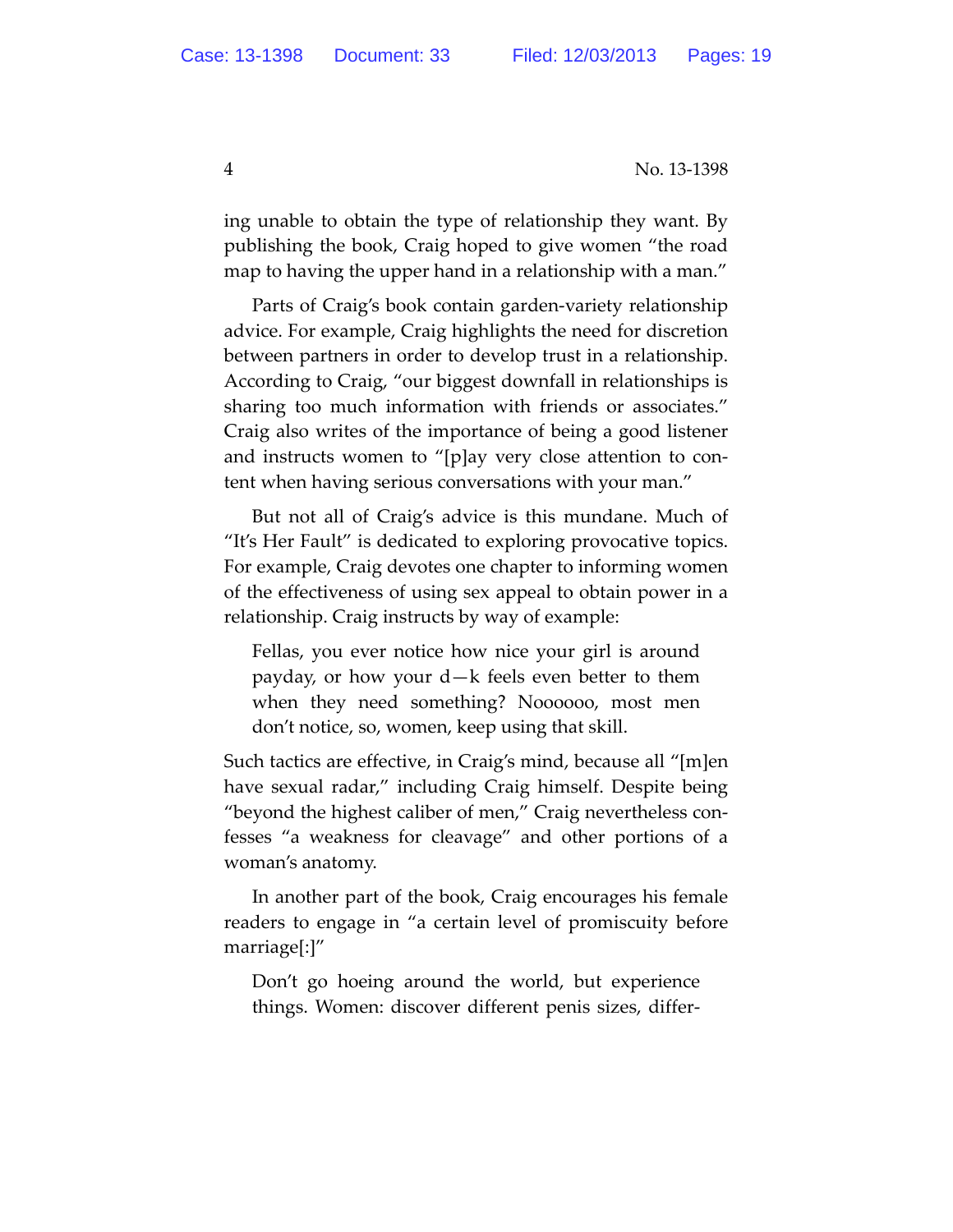ing unable to obtain the type of relationship they want. By publishing the book, Craig hoped to give women "the road map to having the upper hand in a relationship with a man."

Parts of Craig's book contain garden-variety relationship advice. For example, Craig highlights the need for discretion between partners in order to develop trust in a relationship. According to Craig, "our biggest downfall in relationships is sharing too much information with friends or associates." Craig also writes of the importance of being a good listener and instructs women to "[p]ay very close attention to content when having serious conversations with your man."

But not all of Craig's advice is this mundane. Much of "It's Her Fault" is dedicated to exploring provocative topics. For example, Craig devotes one chapter to informing women of the effectiveness of using sex appeal to obtain power in a relationship. Craig instructs by way of example:

> Fellas, you ever notice how nice your girl is around payday, or how your d—k feels even better to them when they need something? Noooooo, most men don't notice, so, women, keep using that skill.

Such tactics are effective, in Craig's mind, because all "[m]en have sexual radar," including Craig himself. Despite being "beyond the highest caliber of men," Craig nevertheless confesses "a weakness for cleavage" and other portions of a woman's anatomy.

In another part of the book, Craig encourages his female readers to engage in "a certain level of promiscuity before marriage[:]"

> Don't go hoeing around the world, but experience things. Women: discover different penis sizes, differ-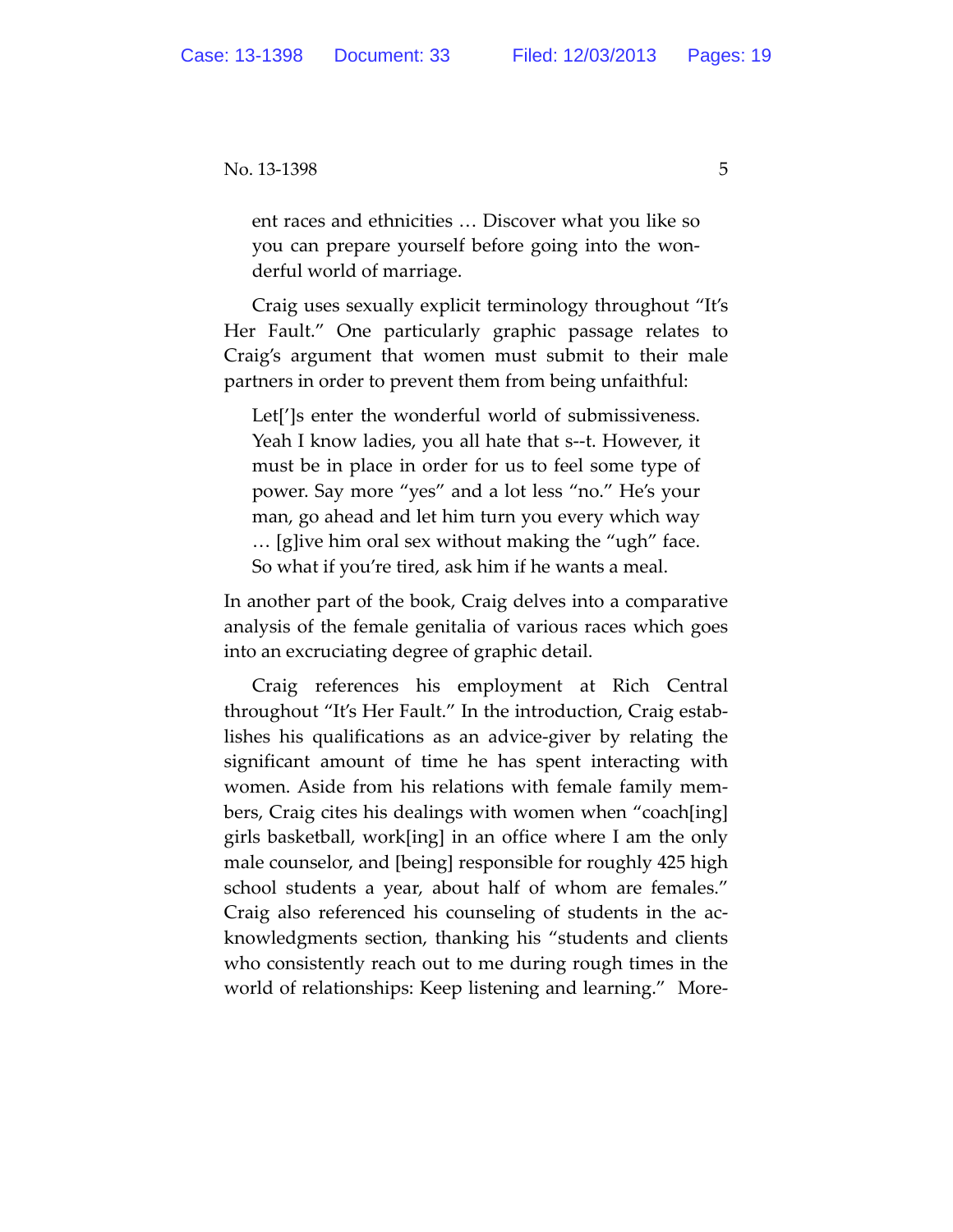> ent races and ethnicities … Discover what you like so you can prepare yourself before going into the wonderful world of marriage.

Craig uses sexually explicit terminology throughout "It's Her Fault." One particularly graphic passage relates to Craig's argument that women must submit to their male partners in order to prevent them from being unfaithful:

> Let[']s enter the wonderful world of submissiveness. Yeah I know ladies, you all hate that s--t. However, it must be in place in order for us to feel some type of power. Say more "yes" and a lot less "no." He's your man, go ahead and let him turn you every which way … [g]ive him oral sex without making the "ugh" face. So what if you're tired, ask him if he wants a meal.

In another part of the book, Craig delves into a comparative analysis of the female genitalia of various races which goes into an excruciating degree of graphic detail.

Craig references his employment at Rich Central throughout "It's Her Fault." In the introduction, Craig establishes his qualifications as an advice-giver by relating the significant amount of time he has spent interacting with women. Aside from his relations with female family members, Craig cites his dealings with women when "coach[ing] girls basketball, work[ing] in an office where I am the only male counselor, and [being] responsible for roughly 425 high school students a year, about half of whom are females." Craig also referenced his counseling of students in the acknowledgments section, thanking his "students and clients who consistently reach out to me during rough times in the world of relationships: Keep listening and learning." More-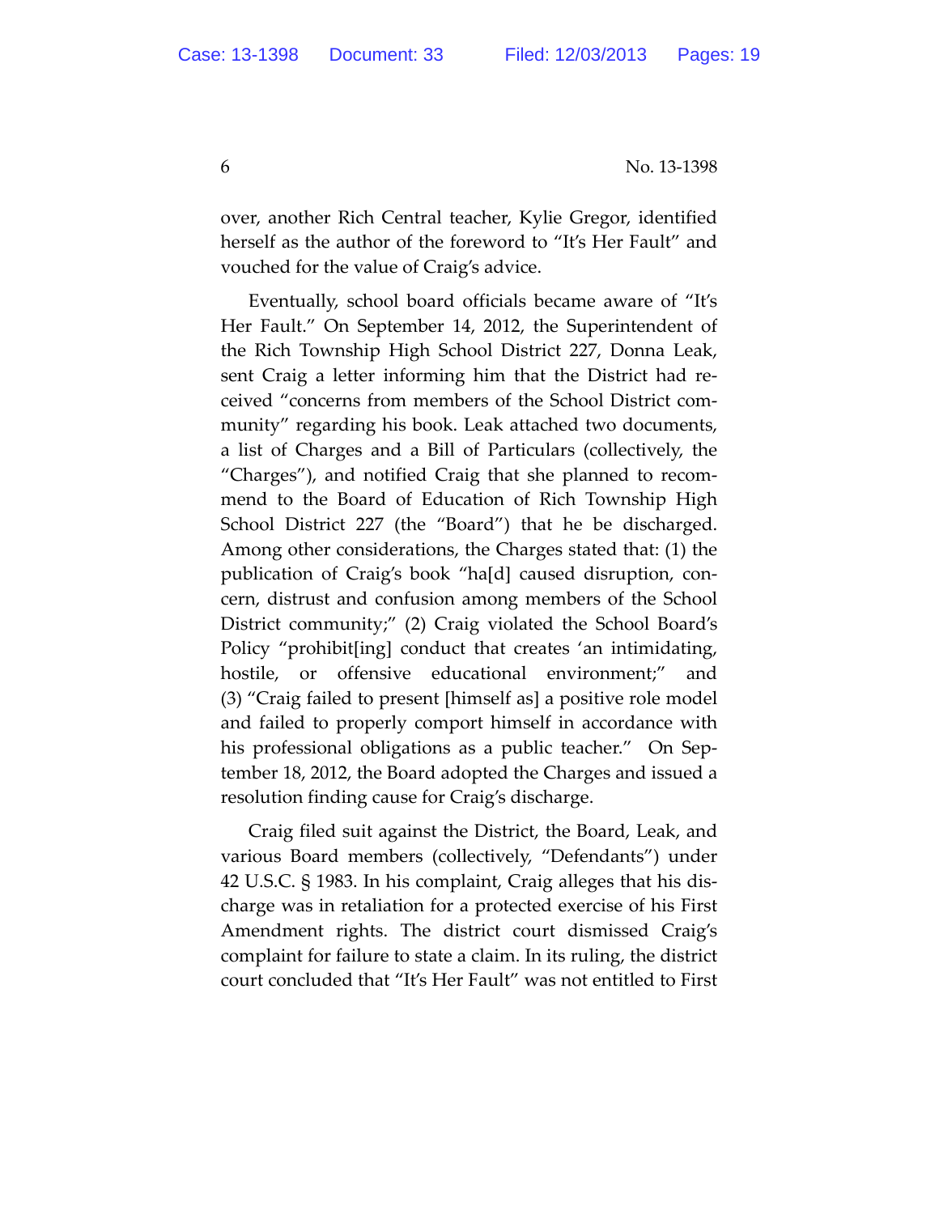over, another Rich Central teacher, Kylie Gregor, identified herself as the author of the foreword to "It's Her Fault" and vouched for the value of Craig's advice.

Eventually, school board officials became aware of "It's Her Fault." On September 14, 2012, the Superintendent of the Rich Township High School District 227, Donna Leak, sent Craig a letter informing him that the District had received "concerns from members of the School District community" regarding his book. Leak attached two documents, a list of Charges and a Bill of Particulars (collectively, the "Charges"), and notified Craig that she planned to recommend to the Board of Education of Rich Township High School District 227 (the "Board") that he be discharged. Among other considerations, the Charges stated that: (1) the publication of Craig's book "ha[d] caused disruption, concern, distrust and confusion among members of the School District community;" (2) Craig violated the School Board's Policy "prohibit[ing] conduct that creates 'an intimidating, hostile, or offensive educational environment;" and (3) "Craig failed to present [himself as] a positive role model and failed to properly comport himself in accordance with his professional obligations as a public teacher." On September 18, 2012, the Board adopted the Charges and issued a resolution finding cause for Craig's discharge.

Craig filed suit against the District, the Board, Leak, and various Board members (collectively, "Defendants") under 42 U.S.C. § 1983. In his complaint, Craig alleges that his discharge was in retaliation for a protected exercise of his First Amendment rights. The district court dismissed Craig's complaint for failure to state a claim. In its ruling, the district court concluded that "It's Her Fault" was not entitled to First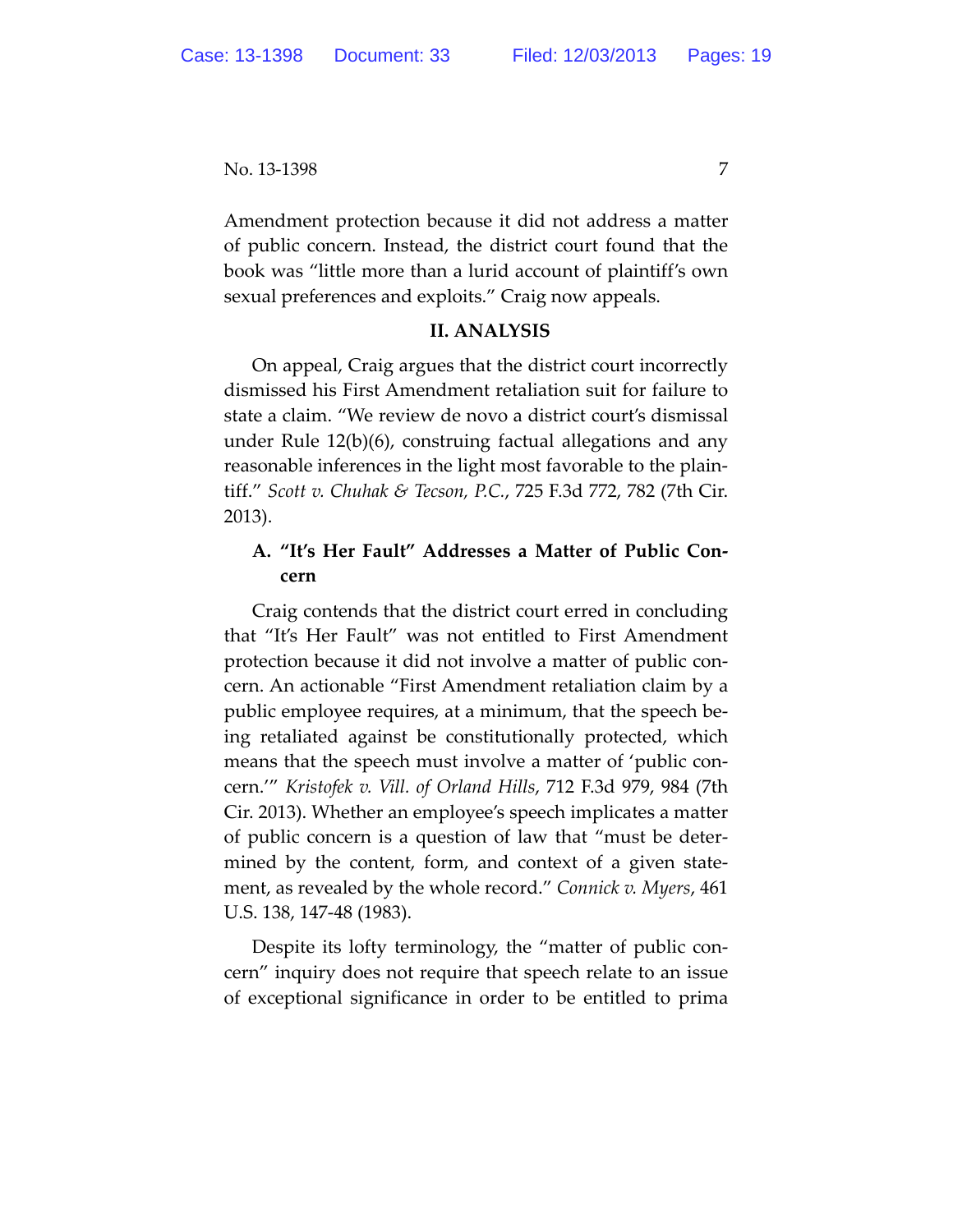Amendment protection because it did not address a matter of public concern. Instead, the district court found that the book was "little more than a lurid account of plaintiff's own sexual preferences and exploits." Craig now appeals.

## II. ANALYSIS

On appeal, Craig argues that the district court incorrectly dismissed his First Amendment retaliation suit for failure to state a claim. "We review de novo a district court's dismissal under Rule 12(b)(6), construing factual allegations and any reasonable inferences in the light most favorable to the plaintiff." *Scott v. Chuhak & Tecson, P.C.*, 725 F.3d 772, 782 (7th Cir. 2013).

### A. "It's Her Fault" Addresses a Matter of Public Concern

Craig contends that the district court erred in concluding that "It's Her Fault" was not entitled to First Amendment protection because it did not involve a matter of public concern. An actionable "First Amendment retaliation claim by a public employee requires, at a minimum, that the speech being retaliated against be constitutionally protected, which means that the speech must involve a matter of 'public concern.'" *Kristofek v. Vill. of Orland Hills*, 712 F.3d 979, 984 (7th Cir. 2013). Whether an employee's speech implicates a matter of public concern is a question of law that "must be determined by the content, form, and context of a given statement, as revealed by the whole record." *Connick v. Myers*, 461 U.S. 138, 147-48 (1983).

Despite its lofty terminology, the "matter of public concern" inquiry does not require that speech relate to an issue of exceptional significance in order to be entitled to prima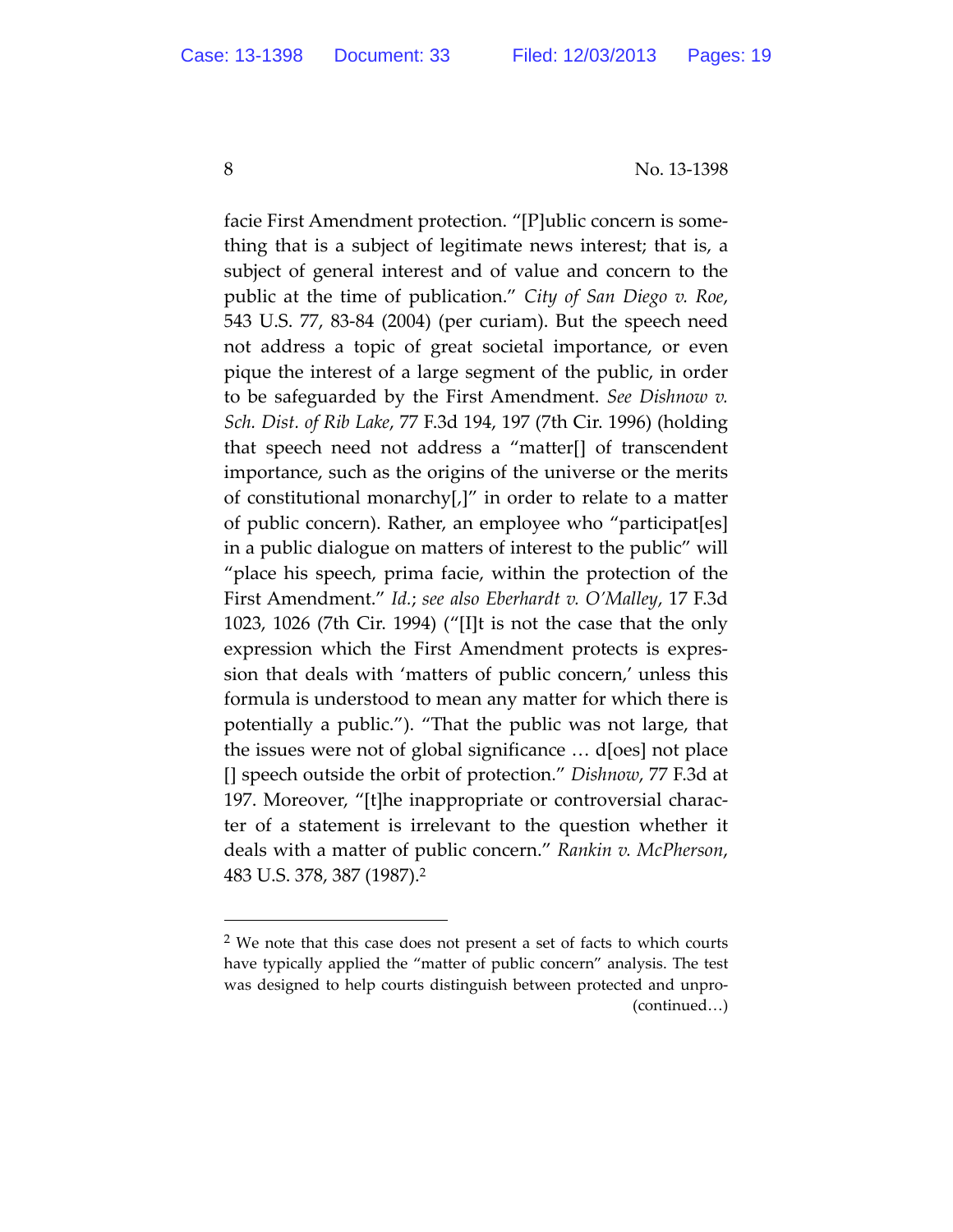facie First Amendment protection. "[P]ublic concern is something that is a subject of legitimate news interest; that is, a subject of general interest and of value and concern to the public at the time of publication." *City of San Diego v. Roe*, 543 U.S. 77, 83-84 (2004) (per curiam). But the speech need not address a topic of great societal importance, or even pique the interest of a large segment of the public, in order to be safeguarded by the First Amendment. *See Dishnow v. Sch. Dist. of Rib Lake*, 77 F.3d 194, 197 (7th Cir. 1996) (holding that speech need not address a "matter[] of transcendent importance, such as the origins of the universe or the merits of constitutional monarchy[,]" in order to relate to a matter of public concern). Rather, an employee who "participat[es] in a public dialogue on matters of interest to the public" will "place his speech, prima facie, within the protection of the First Amendment." *Id.*; *see also Eberhardt v. O'Malley*, 17 F.3d 1023, 1026 (7th Cir. 1994) ("[I]t is not the case that the only expression which the First Amendment protects is expression that deals with 'matters of public concern,' unless this formula is understood to mean any matter for which there is potentially a public."). "That the public was not large, that the issues were not of global significance … d[oes] not place [] speech outside the orbit of protection." *Dishnow*, 77 F.3d at 197. Moreover, "[t]he inappropriate or controversial character of a statement is irrelevant to the question whether it deals with a matter of public concern." *Rankin v. McPherson*, 483 U.S. 378, 387 (1987).[2]

---

[2] We note that this case does not present a set of facts to which courts have typically applied the "matter of public concern" analysis. The test was designed to help courts distinguish between protected and unpro-
(continued…)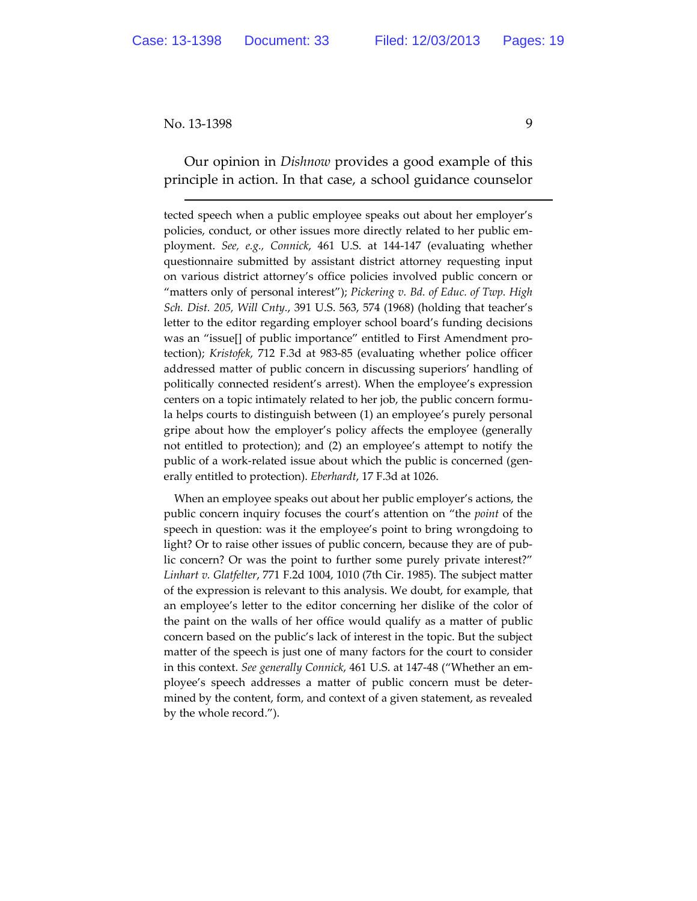Our opinion in *Dishnow* provides a good example of this principle in action. In that case, a school guidance counselor

---

tected speech when a public employee speaks out about her employer's policies, conduct, or other issues more directly related to her public employment. *See, e.g., Connick*, 461 U.S. at 144-147 (evaluating whether questionnaire submitted by assistant district attorney requesting input on various district attorney's office policies involved public concern or "matters only of personal interest"); *Pickering v. Bd. of Educ. of Twp. High Sch. Dist. 205, Will Cnty.*, 391 U.S. 563, 574 (1968) (holding that teacher's letter to the editor regarding employer school board's funding decisions was an "issue[] of public importance" entitled to First Amendment protection); *Kristofek*, 712 F.3d at 983-85 (evaluating whether police officer addressed matter of public concern in discussing superiors' handling of politically connected resident's arrest). When the employee's expression centers on a topic intimately related to her job, the public concern formula helps courts to distinguish between (1) an employee's purely personal gripe about how the employer's policy affects the employee (generally not entitled to protection); and (2) an employee's attempt to notify the public of a work-related issue about which the public is concerned (generally entitled to protection). *Eberhardt*, 17 F.3d at 1026.

When an employee speaks out about her public employer's actions, the public concern inquiry focuses the court's attention on "the *point* of the speech in question: was it the employee's point to bring wrongdoing to light? Or to raise other issues of public concern, because they are of public concern? Or was the point to further some purely private interest?" *Linhart v. Glatfelter*, 771 F.2d 1004, 1010 (7th Cir. 1985). The subject matter of the expression is relevant to this analysis. We doubt, for example, that an employee's letter to the editor concerning her dislike of the color of the paint on the walls of her office would qualify as a matter of public concern based on the public's lack of interest in the topic. But the subject matter of the speech is just one of many factors for the court to consider in this context. *See generally Connick*, 461 U.S. at 147-48 ("Whether an employee's speech addresses a matter of public concern must be determined by the content, form, and context of a given statement, as revealed by the whole record.").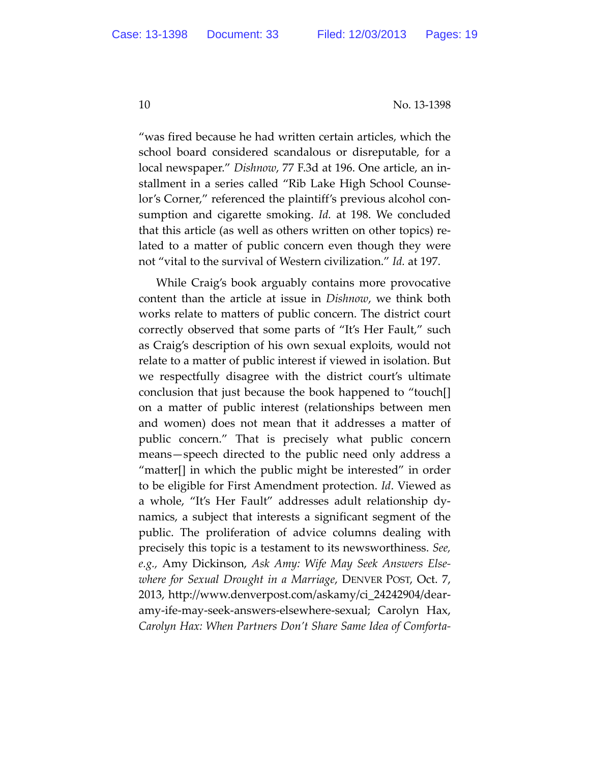"was fired because he had written certain articles, which the school board considered scandalous or disreputable, for a local newspaper." *Dishnow*, 77 F.3d at 196. One article, an installment in a series called "Rib Lake High School Counselor's Corner," referenced the plaintiff's previous alcohol consumption and cigarette smoking. *Id.* at 198. We concluded that this article (as well as others written on other topics) related to a matter of public concern even though they were not "vital to the survival of Western civilization." *Id.* at 197.

While Craig's book arguably contains more provocative content than the article at issue in *Dishnow*, we think both works relate to matters of public concern. The district court correctly observed that some parts of "It's Her Fault," such as Craig's description of his own sexual exploits, would not relate to a matter of public interest if viewed in isolation. But we respectfully disagree with the district court's ultimate conclusion that just because the book happened to "touch[] on a matter of public interest (relationships between men and women) does not mean that it addresses a matter of public concern." That is precisely what public concern means—speech directed to the public need only address a "matter[] in which the public might be interested" in order to be eligible for First Amendment protection. *Id*. Viewed as a whole, "It's Her Fault" addresses adult relationship dynamics, a subject that interests a significant segment of the public. The proliferation of advice columns dealing with precisely this topic is a testament to its newsworthiness. *See, e.g.*, Amy Dickinson, *Ask Amy: Wife May Seek Answers Elsewhere for Sexual Drought in a Marriage*, DENVER POST, Oct. 7, 2013, http://www.denverpost.com/askamy/ci_24242904/dear-amy-ife-may-seek-answers-elsewhere-sexual; Carolyn Hax, *Carolyn Hax: When Partners Don't Share Same Idea of Comforta-*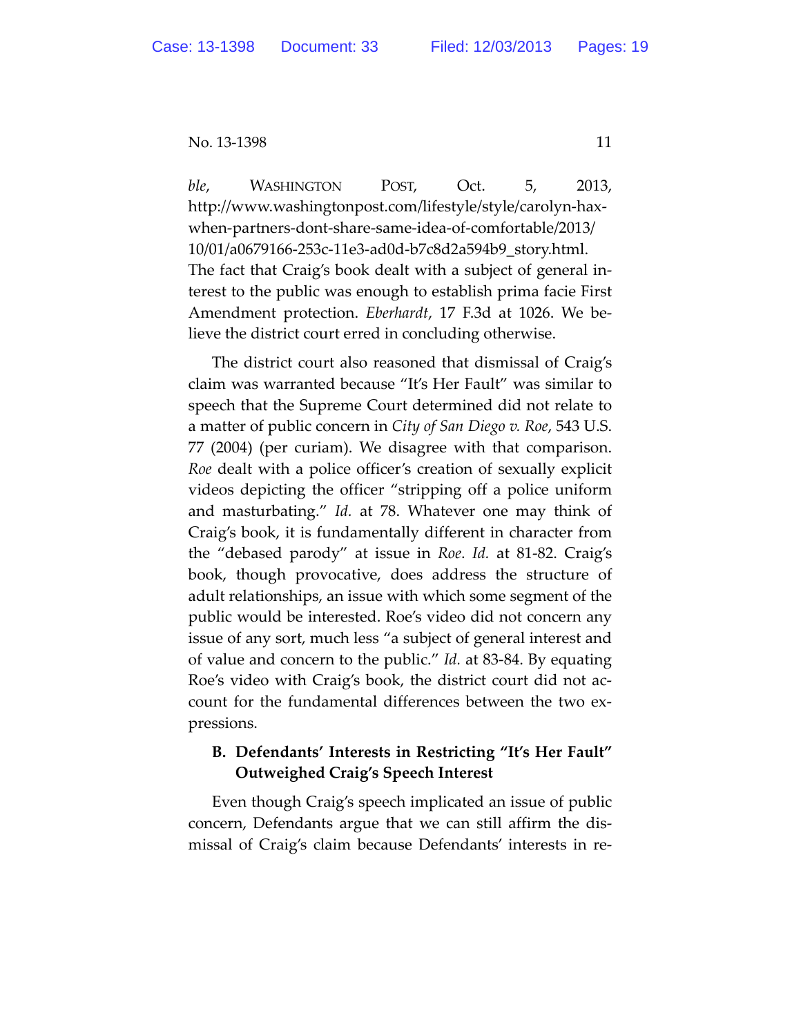*ble*, WASHINGTON POST, Oct. 5, 2013, http://www.washingtonpost.com/lifestyle/style/carolyn-hax-when-partners-dont-share-same-idea-of-comfortable/2013/10/01/a0679166-253c-11e3-ad0d-b7c8d2a594b9_story.html. The fact that Craig's book dealt with a subject of general interest to the public was enough to establish prima facie First Amendment protection. *Eberhardt*, 17 F.3d at 1026. We believe the district court erred in concluding otherwise.

The district court also reasoned that dismissal of Craig's claim was warranted because "It's Her Fault" was similar to speech that the Supreme Court determined did not relate to a matter of public concern in *City of San Diego v. Roe*, 543 U.S. 77 (2004) (per curiam). We disagree with that comparison. *Roe* dealt with a police officer's creation of sexually explicit videos depicting the officer "stripping off a police uniform and masturbating." *Id.* at 78. Whatever one may think of Craig's book, it is fundamentally different in character from the "debased parody" at issue in *Roe*. *Id.* at 81-82. Craig's book, though provocative, does address the structure of adult relationships, an issue with which some segment of the public would be interested. Roe's video did not concern any issue of any sort, much less "a subject of general interest and of value and concern to the public." *Id.* at 83-84. By equating Roe's video with Craig's book, the district court did not account for the fundamental differences between the two expressions.

**B. Defendants' Interests in Restricting "It's Her Fault" Outweighed Craig's Speech Interest**

Even though Craig's speech implicated an issue of public concern, Defendants argue that we can still affirm the dismissal of Craig's claim because Defendants' interests in re-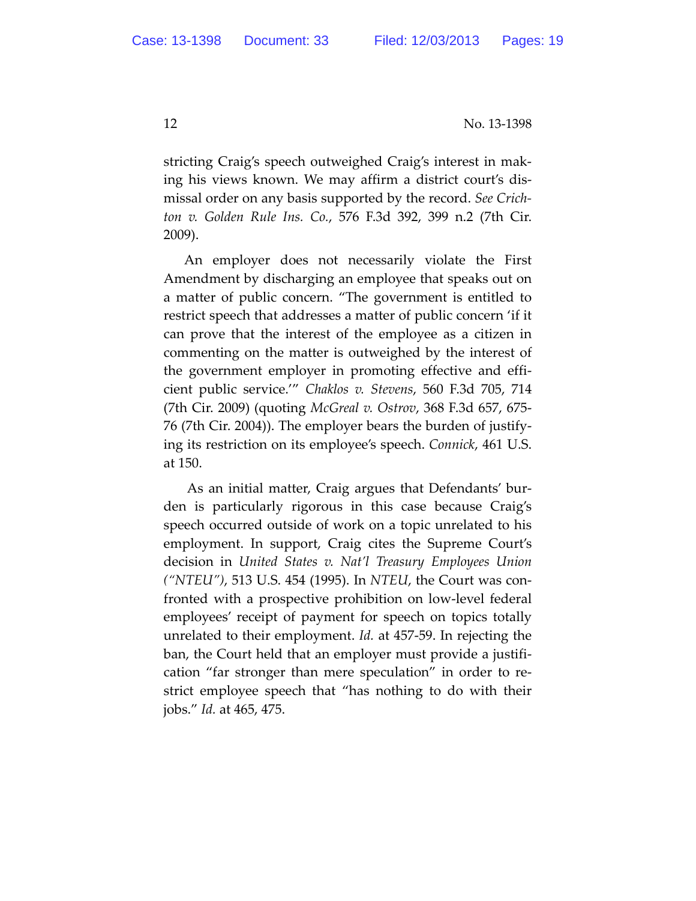stricting Craig's speech outweighed Craig's interest in making his views known. We may affirm a district court's dismissal order on any basis supported by the record. *See Crichton v. Golden Rule Ins. Co.*, 576 F.3d 392, 399 n.2 (7th Cir. 2009).

An employer does not necessarily violate the First Amendment by discharging an employee that speaks out on a matter of public concern. "The government is entitled to restrict speech that addresses a matter of public concern 'if it can prove that the interest of the employee as a citizen in commenting on the matter is outweighed by the interest of the government employer in promoting effective and efficient public service.'" *Chaklos v. Stevens*, 560 F.3d 705, 714 (7th Cir. 2009) (quoting *McGreal v. Ostrov*, 368 F.3d 657, 675-76 (7th Cir. 2004)). The employer bears the burden of justifying its restriction on its employee's speech. *Connick*, 461 U.S. at 150.

As an initial matter, Craig argues that Defendants' burden is particularly rigorous in this case because Craig's speech occurred outside of work on a topic unrelated to his employment. In support, Craig cites the Supreme Court's decision in *United States v. Nat'l Treasury Employees Union ("NTEU")*, 513 U.S. 454 (1995). In *NTEU*, the Court was confronted with a prospective prohibition on low-level federal employees' receipt of payment for speech on topics totally unrelated to their employment. *Id.* at 457-59. In rejecting the ban, the Court held that an employer must provide a justification "far stronger than mere speculation" in order to restrict employee speech that "has nothing to do with their jobs." *Id.* at 465, 475.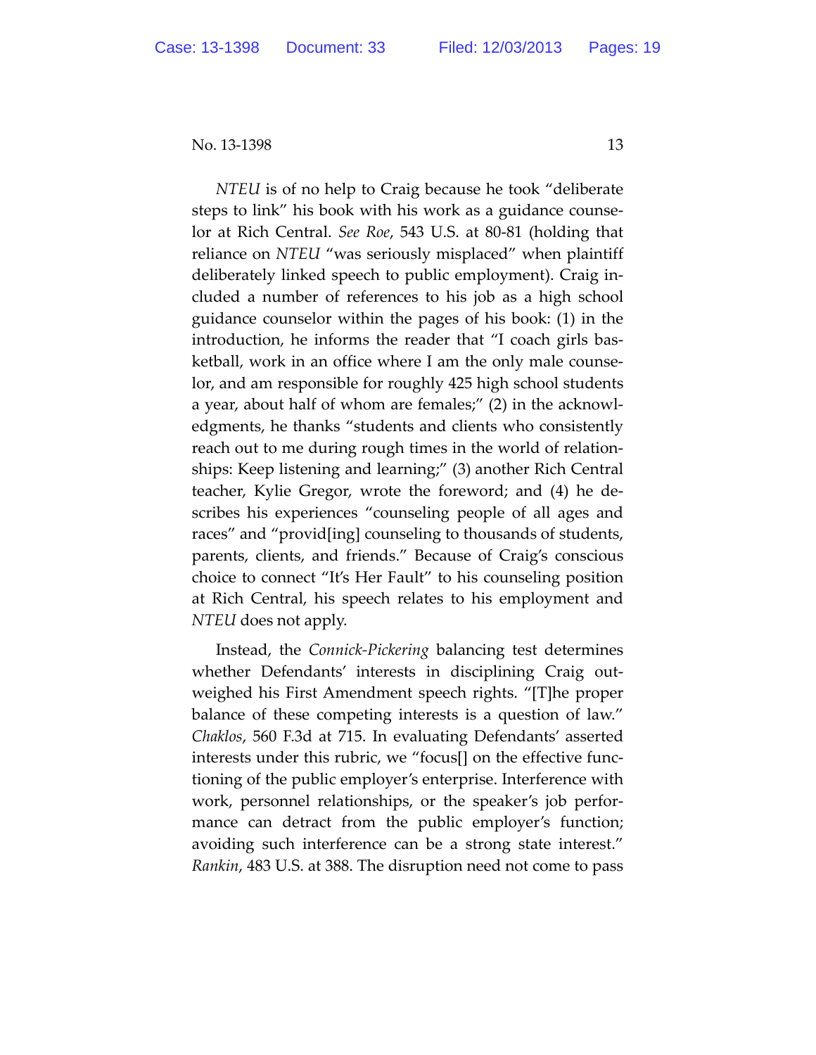*NTEU* is of no help to Craig because he took "deliberate steps to link" his book with his work as a guidance counselor at Rich Central. *See Roe*, 543 U.S. at 80-81 (holding that reliance on *NTEU* "was seriously misplaced" when plaintiff deliberately linked speech to public employment). Craig included a number of references to his job as a high school guidance counselor within the pages of his book: (1) in the introduction, he informs the reader that "I coach girls basketball, work in an office where I am the only male counselor, and am responsible for roughly 425 high school students a year, about half of whom are females;" (2) in the acknowledgments, he thanks "students and clients who consistently reach out to me during rough times in the world of relationships: Keep listening and learning;" (3) another Rich Central teacher, Kylie Gregor, wrote the foreword; and (4) he describes his experiences "counseling people of all ages and races" and "provid[ing] counseling to thousands of students, parents, clients, and friends." Because of Craig's conscious choice to connect "It's Her Fault" to his counseling position at Rich Central, his speech relates to his employment and *NTEU* does not apply.

Instead, the *Connick-Pickering* balancing test determines whether Defendants' interests in disciplining Craig outweighed his First Amendment speech rights. "[T]he proper balance of these competing interests is a question of law." *Chaklos*, 560 F.3d at 715. In evaluating Defendants' asserted interests under this rubric, we "focus[] on the effective functioning of the public employer's enterprise. Interference with work, personnel relationships, or the speaker's job performance can detract from the public employer's function; avoiding such interference can be a strong state interest." *Rankin*, 483 U.S. at 388. The disruption need not come to pass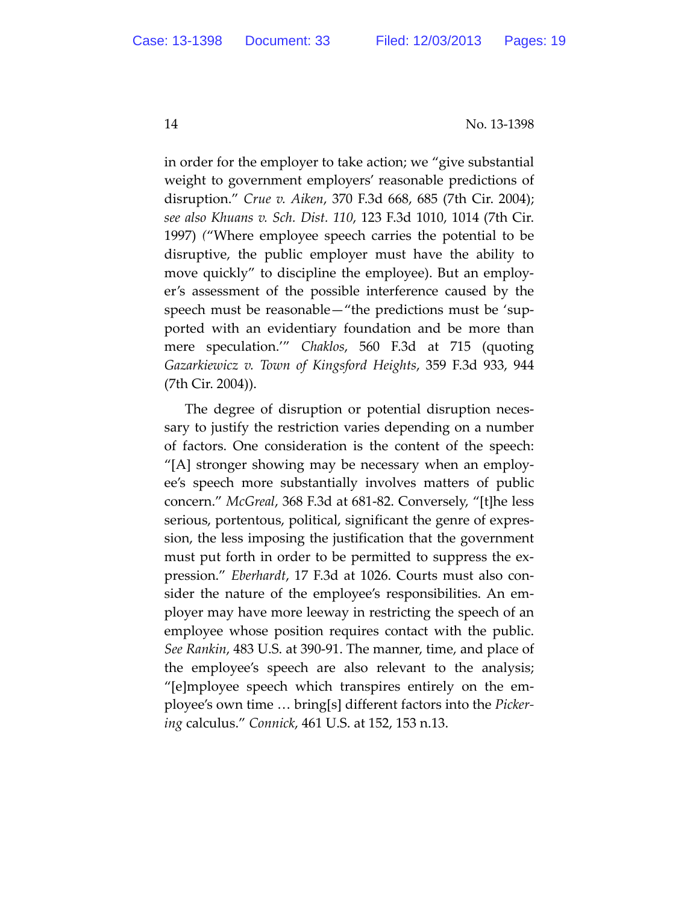in order for the employer to take action; we "give substantial weight to government employers' reasonable predictions of disruption." *Crue v. Aiken*, 370 F.3d 668, 685 (7th Cir. 2004); *see also Khuans v. Sch. Dist. 110*, 123 F.3d 1010, 1014 (7th Cir. 1997) ("Where employee speech carries the potential to be disruptive, the public employer must have the ability to move quickly" to discipline the employee). But an employer's assessment of the possible interference caused by the speech must be reasonable—"the predictions must be 'supported with an evidentiary foundation and be more than mere speculation.'" *Chaklos*, 560 F.3d at 715 (quoting *Gazarkiewicz v. Town of Kingsford Heights*, 359 F.3d 933, 944 (7th Cir. 2004)).

The degree of disruption or potential disruption necessary to justify the restriction varies depending on a number of factors. One consideration is the content of the speech: "[A] stronger showing may be necessary when an employee's speech more substantially involves matters of public concern." *McGreal*, 368 F.3d at 681-82. Conversely, "[t]he less serious, portentous, political, significant the genre of expression, the less imposing the justification that the government must put forth in order to be permitted to suppress the expression." *Eberhardt*, 17 F.3d at 1026. Courts must also consider the nature of the employee's responsibilities. An employer may have more leeway in restricting the speech of an employee whose position requires contact with the public. *See Rankin*, 483 U.S. at 390-91. The manner, time, and place of the employee's speech are also relevant to the analysis; "[e]mployee speech which transpires entirely on the employee's own time … bring[s] different factors into the *Pickering* calculus." *Connick*, 461 U.S. at 152, 153 n.13.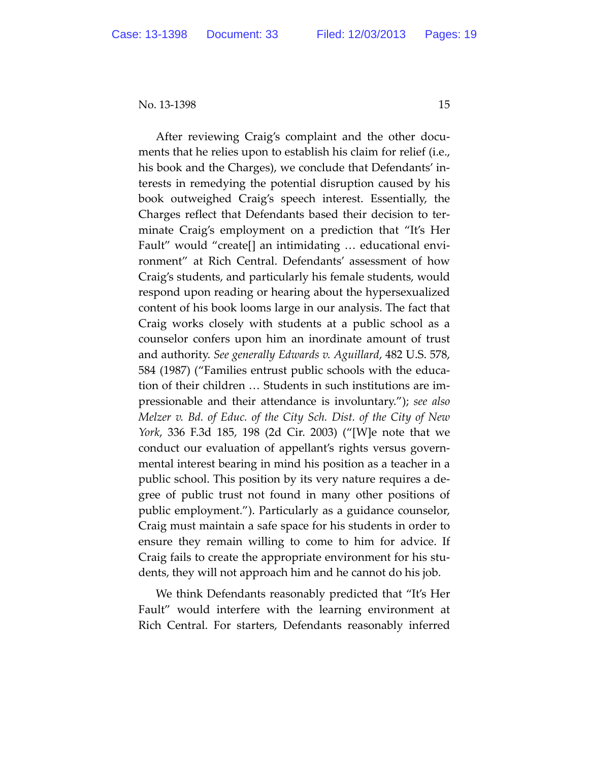After reviewing Craig's complaint and the other documents that he relies upon to establish his claim for relief (i.e., his book and the Charges), we conclude that Defendants' interests in remedying the potential disruption caused by his book outweighed Craig's speech interest. Essentially, the Charges reflect that Defendants based their decision to terminate Craig's employment on a prediction that "It's Her Fault" would "create[] an intimidating … educational environment" at Rich Central. Defendants' assessment of how Craig's students, and particularly his female students, would respond upon reading or hearing about the hypersexualized content of his book looms large in our analysis. The fact that Craig works closely with students at a public school as a counselor confers upon him an inordinate amount of trust and authority. *See generally Edwards v. Aguillard*, 482 U.S. 578, 584 (1987) ("Families entrust public schools with the education of their children … Students in such institutions are impressionable and their attendance is involuntary."); *see also Melzer v. Bd. of Educ. of the City Sch. Dist. of the City of New York*, 336 F.3d 185, 198 (2d Cir. 2003) ("[W]e note that we conduct our evaluation of appellant's rights versus governmental interest bearing in mind his position as a teacher in a public school. This position by its very nature requires a degree of public trust not found in many other positions of public employment."). Particularly as a guidance counselor, Craig must maintain a safe space for his students in order to ensure they remain willing to come to him for advice. If Craig fails to create the appropriate environment for his students, they will not approach him and he cannot do his job.

We think Defendants reasonably predicted that "It's Her Fault" would interfere with the learning environment at Rich Central. For starters, Defendants reasonably inferred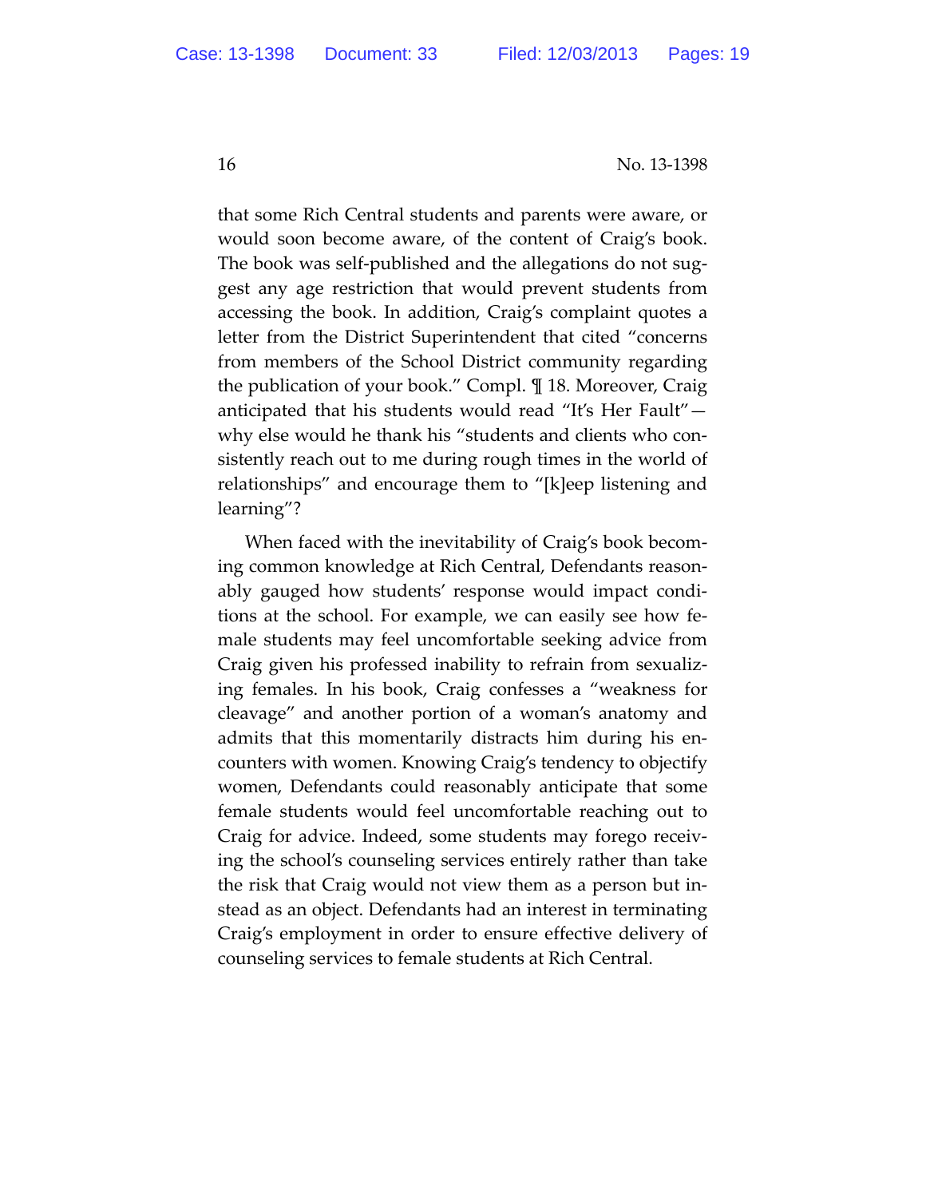that some Rich Central students and parents were aware, or would soon become aware, of the content of Craig's book. The book was self-published and the allegations do not suggest any age restriction that would prevent students from accessing the book. In addition, Craig's complaint quotes a letter from the District Superintendent that cited "concerns from members of the School District community regarding the publication of your book." Compl. ¶ 18. Moreover, Craig anticipated that his students would read "It's Her Fault"—why else would he thank his "students and clients who consistently reach out to me during rough times in the world of relationships" and encourage them to "[k]eep listening and learning"?

When faced with the inevitability of Craig's book becoming common knowledge at Rich Central, Defendants reasonably gauged how students' response would impact conditions at the school. For example, we can easily see how female students may feel uncomfortable seeking advice from Craig given his professed inability to refrain from sexualizing females. In his book, Craig confesses a "weakness for cleavage" and another portion of a woman's anatomy and admits that this momentarily distracts him during his encounters with women. Knowing Craig's tendency to objectify women, Defendants could reasonably anticipate that some female students would feel uncomfortable reaching out to Craig for advice. Indeed, some students may forego receiving the school's counseling services entirely rather than take the risk that Craig would not view them as a person but instead as an object. Defendants had an interest in terminating Craig's employment in order to ensure effective delivery of counseling services to female students at Rich Central.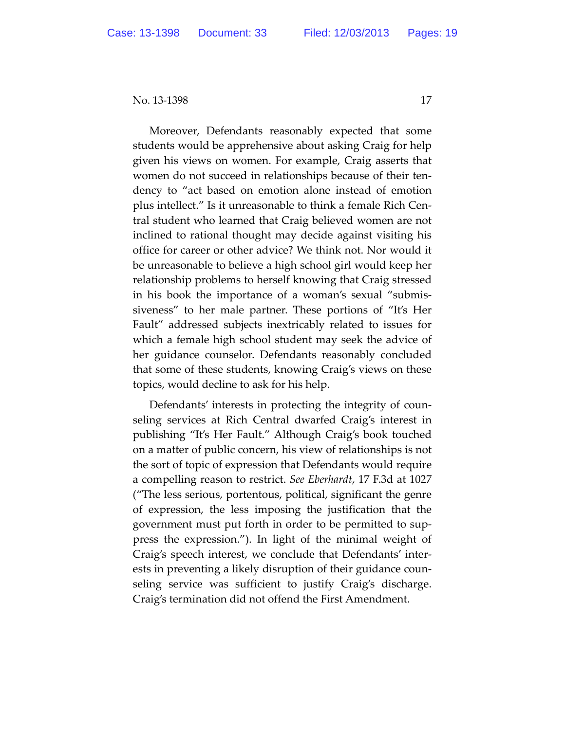Moreover, Defendants reasonably expected that some students would be apprehensive about asking Craig for help given his views on women. For example, Craig asserts that women do not succeed in relationships because of their tendency to "act based on emotion alone instead of emotion plus intellect." Is it unreasonable to think a female Rich Central student who learned that Craig believed women are not inclined to rational thought may decide against visiting his office for career or other advice? We think not. Nor would it be unreasonable to believe a high school girl would keep her relationship problems to herself knowing that Craig stressed in his book the importance of a woman's sexual "submissiveness" to her male partner. These portions of "It's Her Fault" addressed subjects inextricably related to issues for which a female high school student may seek the advice of her guidance counselor. Defendants reasonably concluded that some of these students, knowing Craig's views on these topics, would decline to ask for his help.

Defendants' interests in protecting the integrity of counseling services at Rich Central dwarfed Craig's interest in publishing "It's Her Fault." Although Craig's book touched on a matter of public concern, his view of relationships is not the sort of topic of expression that Defendants would require a compelling reason to restrict. *See Eberhardt*, 17 F.3d at 1027 ("The less serious, portentous, political, significant the genre of expression, the less imposing the justification that the government must put forth in order to be permitted to suppress the expression."). In light of the minimal weight of Craig's speech interest, we conclude that Defendants' interests in preventing a likely disruption of their guidance counseling service was sufficient to justify Craig's discharge. Craig's termination did not offend the First Amendment.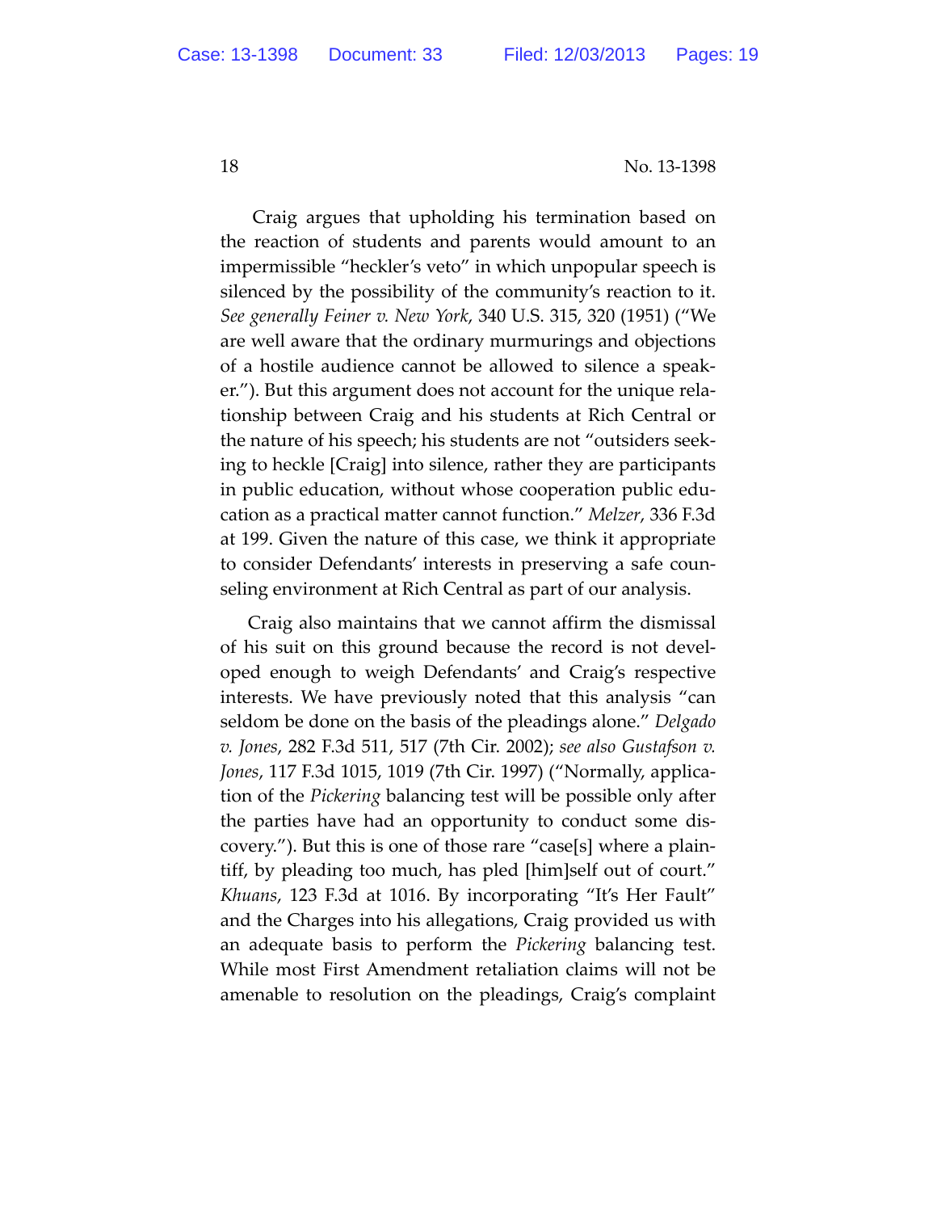Craig argues that upholding his termination based on the reaction of students and parents would amount to an impermissible "heckler's veto" in which unpopular speech is silenced by the possibility of the community's reaction to it. *See generally Feiner v. New York*, 340 U.S. 315, 320 (1951) ("We are well aware that the ordinary murmurings and objections of a hostile audience cannot be allowed to silence a speaker."). But this argument does not account for the unique relationship between Craig and his students at Rich Central or the nature of his speech; his students are not "outsiders seeking to heckle [Craig] into silence, rather they are participants in public education, without whose cooperation public education as a practical matter cannot function." *Melzer*, 336 F.3d at 199. Given the nature of this case, we think it appropriate to consider Defendants' interests in preserving a safe counseling environment at Rich Central as part of our analysis.

Craig also maintains that we cannot affirm the dismissal of his suit on this ground because the record is not developed enough to weigh Defendants' and Craig's respective interests. We have previously noted that this analysis "can seldom be done on the basis of the pleadings alone." *Delgado v. Jones*, 282 F.3d 511, 517 (7th Cir. 2002); *see also Gustafson v. Jones*, 117 F.3d 1015, 1019 (7th Cir. 1997) ("Normally, application of the *Pickering* balancing test will be possible only after the parties have had an opportunity to conduct some discovery."). But this is one of those rare "case[s] where a plaintiff, by pleading too much, has pled [him]self out of court." *Khuans*, 123 F.3d at 1016. By incorporating "It's Her Fault" and the Charges into his allegations, Craig provided us with an adequate basis to perform the *Pickering* balancing test. While most First Amendment retaliation claims will not be amenable to resolution on the pleadings, Craig's complaint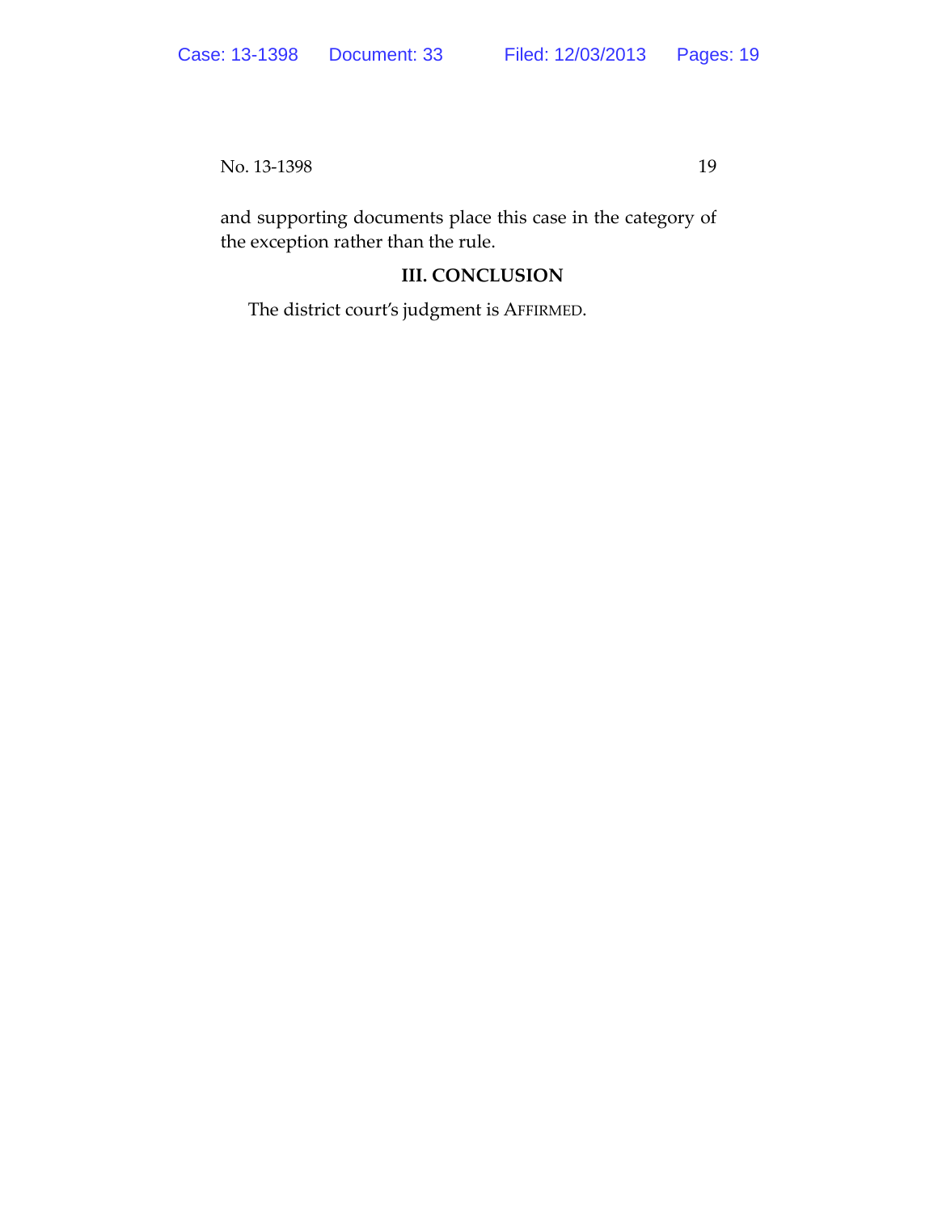and supporting documents place this case in the category of the exception rather than the rule.

## III. CONCLUSION

The district court's judgment is AFFIRMED.